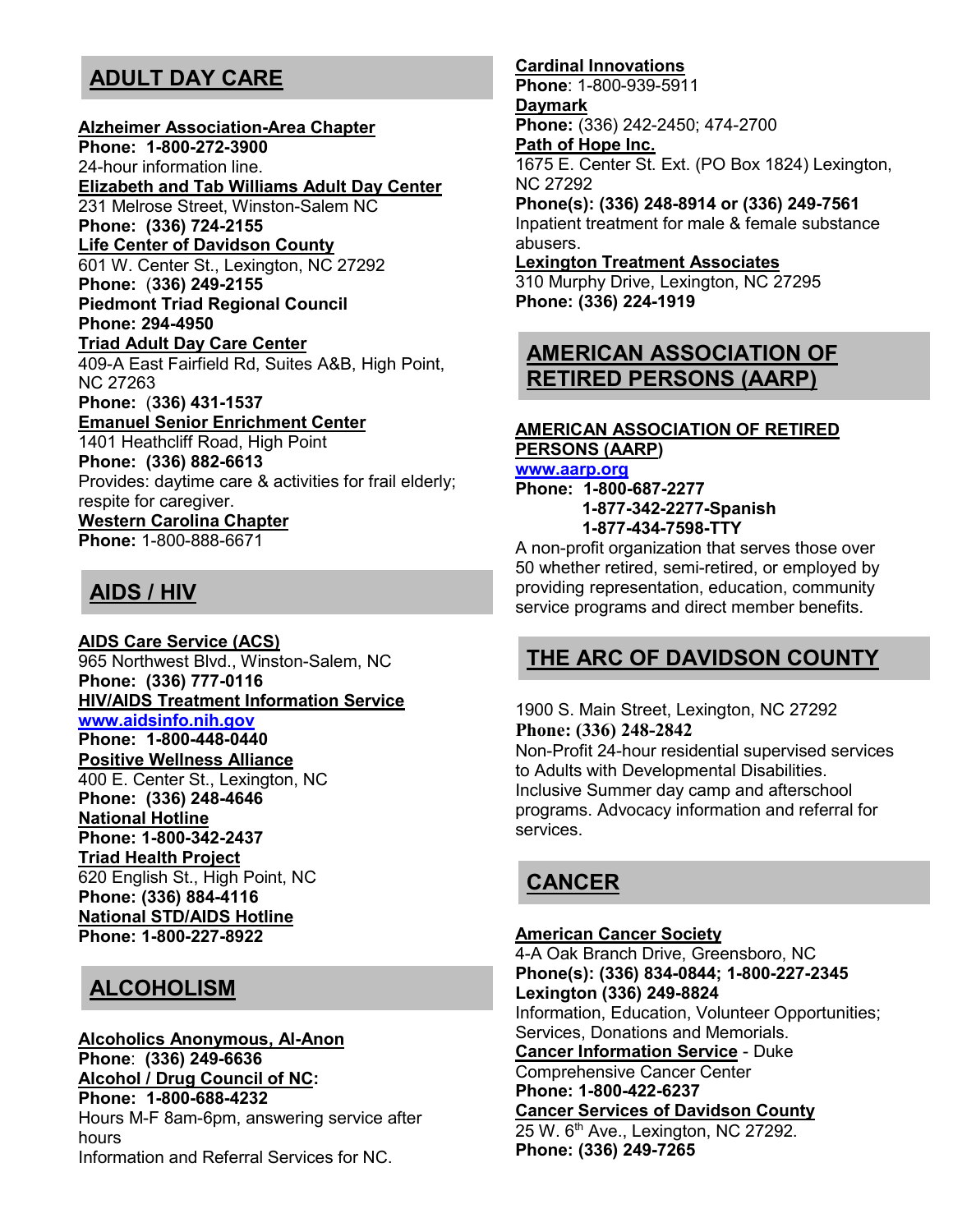## ADULT DAY CARE

**Alzheimer Association-Area Chapter**
**Phone: 1-800-272-3900**
24-hour information line.

**Elizabeth and Tab Williams Adult Day Center**
231 Melrose Street, Winston-Salem NC
**Phone: (336) 724-2155**

**Life Center of Davidson County**
601 W. Center St., Lexington, NC 27292
**Phone: (336) 249-2155**

**Piedmont Triad Regional Council**
**Phone: 294-4950**

**Triad Adult Day Care Center**
409-A East Fairfield Rd, Suites A&B, High Point, NC 27263
**Phone: (336) 431-1537**

**Emanuel Senior Enrichment Center**
1401 Heathcliff Road, High Point
**Phone: (336) 882-6613**
Provides: daytime care & activities for frail elderly; respite for caregiver.

**Western Carolina Chapter**
**Phone:** 1-800-888-6671

## AIDS / HIV

**AIDS Care Service (ACS)**
965 Northwest Blvd., Winston-Salem, NC
**Phone: (336) 777-0116**

**HIV/AIDS Treatment Information Service**
www.aidsinfo.nih.gov
**Phone: 1-800-448-0440**

**Positive Wellness Alliance**
400 E. Center St., Lexington, NC
**Phone: (336) 248-4646**

**National Hotline**
**Phone: 1-800-342-2437**

**Triad Health Project**
620 English St., High Point, NC
**Phone: (336) 884-4116**

**National STD/AIDS Hotline**
**Phone: 1-800-227-8922**

## ALCOHOLISM

**Alcoholics Anonymous, Al-Anon**
**Phone: (336) 249-6636**

**Alcohol / Drug Council of NC:**
**Phone: 1-800-688-4232**
Hours M-F 8am-6pm, answering service after hours
Information and Referral Services for NC.

**Cardinal Innovations**
**Phone**: 1-800-939-5911

**Daymark**
**Phone:** (336) 242-2450; 474-2700

**Path of Hope Inc.**
1675 E. Center St. Ext. (PO Box 1824) Lexington, NC 27292
**Phone(s): (336) 248-8914 or (336) 249-7561**
Inpatient treatment for male & female substance abusers.

**Lexington Treatment Associates**
310 Murphy Drive, Lexington, NC 27295
**Phone: (336) 224-1919**

## AMERICAN ASSOCIATION OF RETIRED PERSONS (AARP)

**AMERICAN ASSOCIATION OF RETIRED PERSONS (AARP)**
www.aarp.org
**Phone: 1-800-687-2277**
**1-877-342-2277-Spanish**
**1-877-434-7598-TTY**
A non-profit organization that serves those over 50 whether retired, semi-retired, or employed by providing representation, education, community service programs and direct member benefits.

## THE ARC OF DAVIDSON COUNTY

1900 S. Main Street, Lexington, NC 27292
**Phone: (336) 248-2842**
Non-Profit 24-hour residential supervised services to Adults with Developmental Disabilities. Inclusive Summer day camp and afterschool programs. Advocacy information and referral for services.

## CANCER

**American Cancer Society**
4-A Oak Branch Drive, Greensboro, NC
**Phone(s): (336) 834-0844; 1-800-227-2345**
**Lexington (336) 249-8824**
Information, Education, Volunteer Opportunities; Services, Donations and Memorials.

**Cancer Information Service** - Duke Comprehensive Cancer Center
**Phone: 1-800-422-6237**

**Cancer Services of Davidson County**
25 W. 6th Ave., Lexington, NC 27292.
**Phone: (336) 249-7265**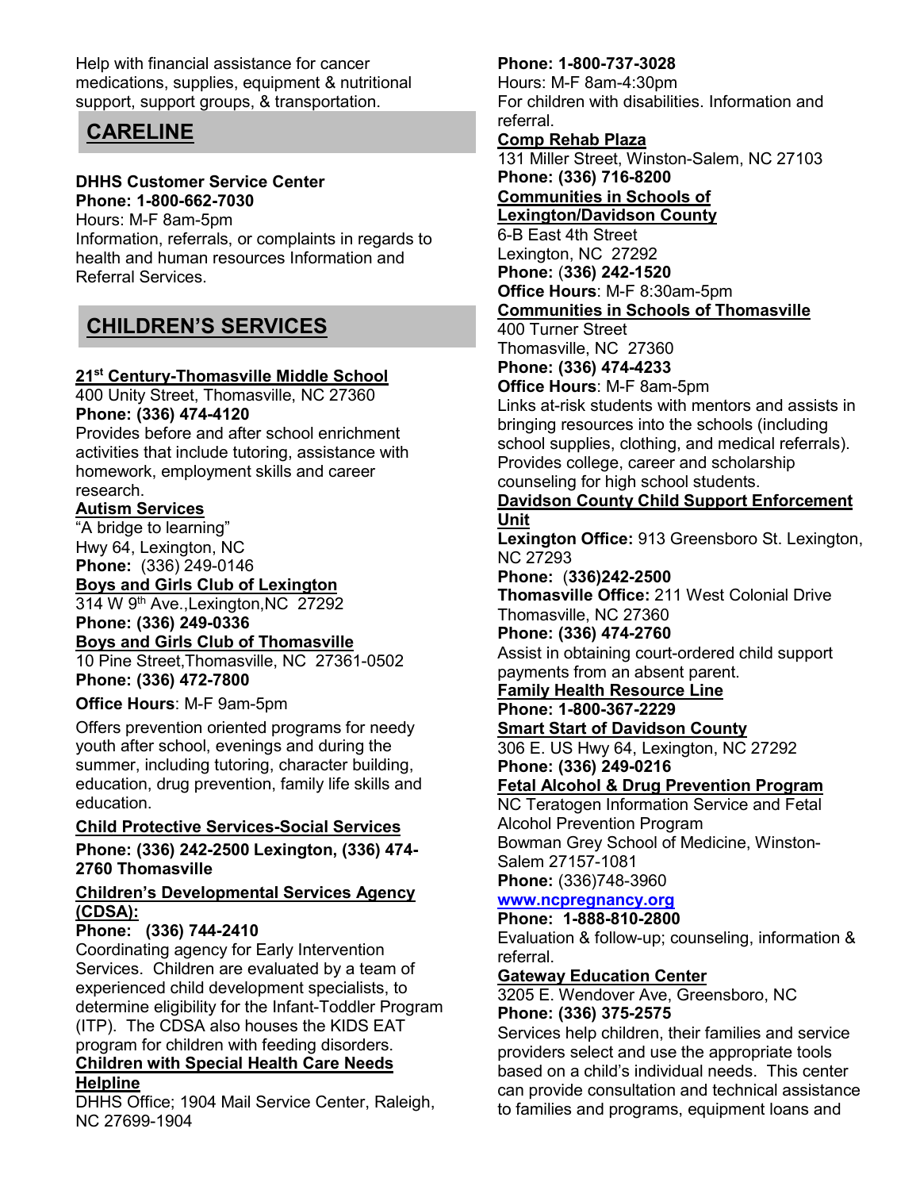Help with financial assistance for cancer medications, supplies, equipment & nutritional support, support groups, & transportation.

## CARELINE

**DHHS Customer Service Center**
**Phone: 1-800-662-7030**
Hours: M-F 8am-5pm
Information, referrals, or complaints in regards to health and human resources Information and Referral Services.

## CHILDREN'S SERVICES

**21st Century-Thomasville Middle School**
400 Unity Street, Thomasville, NC 27360
**Phone: (336) 474-4120**
Provides before and after school enrichment activities that include tutoring, assistance with homework, employment skills and career research.

**Autism Services**
"A bridge to learning"
Hwy 64, Lexington, NC
**Phone:** (336) 249-0146

**Boys and Girls Club of Lexington**
314 W 9th Ave.,Lexington,NC 27292
**Phone: (336) 249-0336**

**Boys and Girls Club of Thomasville**
10 Pine Street,Thomasville, NC 27361-0502
**Phone: (336) 472-7800**

**Office Hours**: M-F 9am-5pm

Offers prevention oriented programs for needy youth after school, evenings and during the summer, including tutoring, character building, education, drug prevention, family life skills and education.

**Child Protective Services-Social Services**
**Phone: (336) 242-2500 Lexington, (336) 474-2760 Thomasville**

**Children's Developmental Services Agency (CDSA):**
**Phone: (336) 744-2410**
Coordinating agency for Early Intervention Services. Children are evaluated by a team of experienced child development specialists, to determine eligibility for the Infant-Toddler Program (ITP). The CDSA also houses the KIDS EAT program for children with feeding disorders.

**Children with Special Health Care Needs Helpline**
DHHS Office; 1904 Mail Service Center, Raleigh, NC 27699-1904
**Phone: 1-800-737-3028**
Hours: M-F 8am-4:30pm
For children with disabilities. Information and referral.

**Comp Rehab Plaza**
131 Miller Street, Winston-Salem, NC 27103
**Phone: (336) 716-8200**

**Communities in Schools of Lexington/Davidson County**
6-B East 4th Street
Lexington, NC 27292
**Phone:** (**336) 242-1520**
**Office Hours**: M-F 8:30am-5pm

**Communities in Schools of Thomasville**
400 Turner Street
Thomasville, NC 27360
**Phone: (336) 474-4233**
**Office Hours**: M-F 8am-5pm
Links at-risk students with mentors and assists in bringing resources into the schools (including school supplies, clothing, and medical referrals). Provides college, career and scholarship counseling for high school students.

**Davidson County Child Support Enforcement Unit**
**Lexington Office:** 913 Greensboro St. Lexington, NC 27293
**Phone:** (**336)242-2500**
**Thomasville Office:** 211 West Colonial Drive Thomasville, NC 27360
**Phone: (336) 474-2760**
Assist in obtaining court-ordered child support payments from an absent parent.

**Family Health Resource Line**
**Phone: 1-800-367-2229**

**Smart Start of Davidson County**
306 E. US Hwy 64, Lexington, NC 27292
**Phone: (336) 249-0216**

**Fetal Alcohol & Drug Prevention Program**
NC Teratogen Information Service and Fetal Alcohol Prevention Program
Bowman Grey School of Medicine, Winston-Salem 27157-1081
**Phone:** (336)748-3960
**www.ncpregnancy.org**
**Phone: 1-888-810-2800**
Evaluation & follow-up; counseling, information & referral.

**Gateway Education Center**
3205 E. Wendover Ave, Greensboro, NC
**Phone: (336) 375-2575**
Services help children, their families and service providers select and use the appropriate tools based on a child's individual needs. This center can provide consultation and technical assistance to families and programs, equipment loans and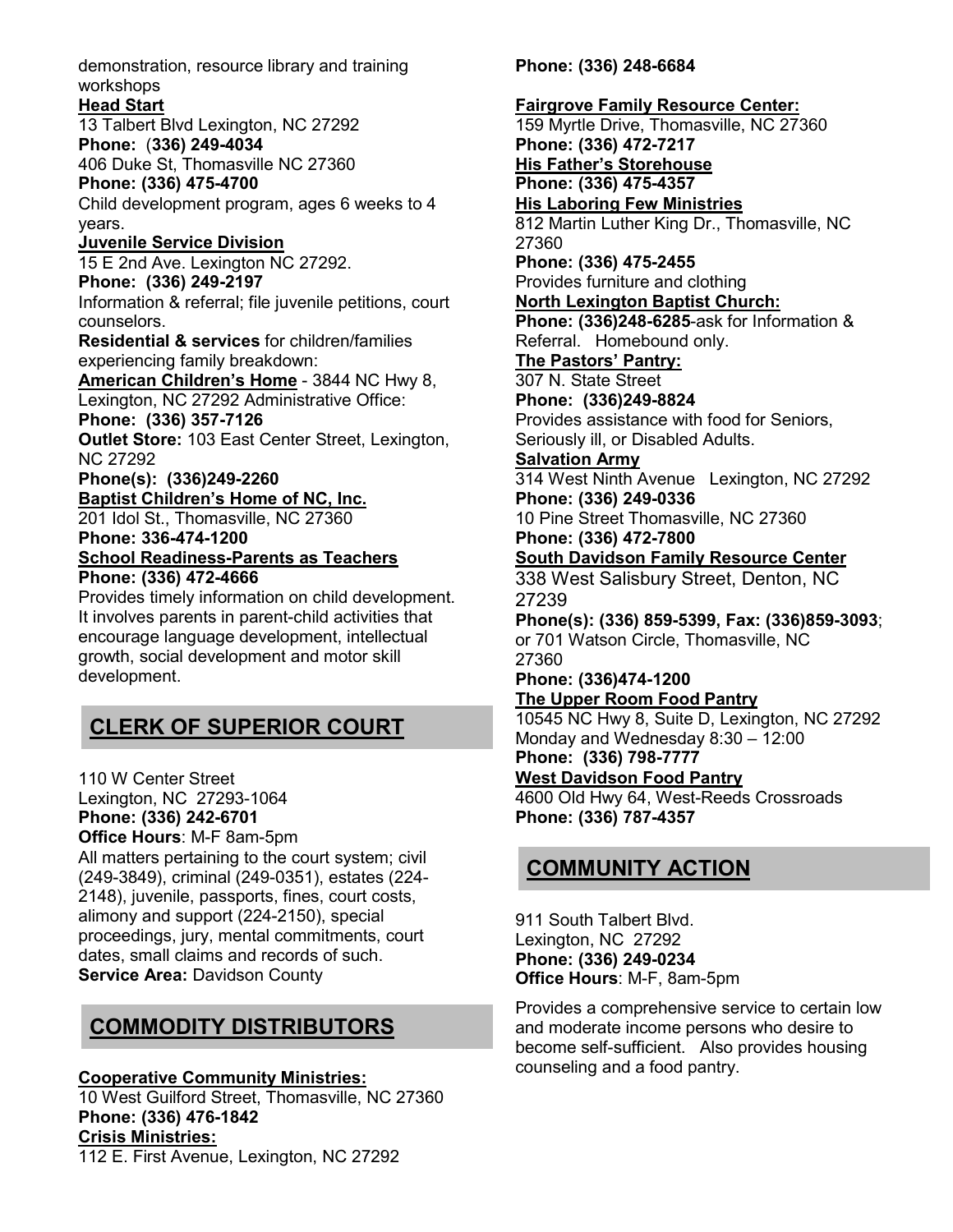demonstration, resource library and training workshops

**Head Start**
13 Talbert Blvd Lexington, NC 27292
**Phone: (336) 249-4034**
406 Duke St, Thomasville NC 27360
**Phone: (336) 475-4700**
Child development program, ages 6 weeks to 4 years.

**Juvenile Service Division**
15 E 2nd Ave. Lexington NC 27292.
**Phone: (336) 249-2197**
Information & referral; file juvenile petitions, court counselors.

**Residential & services** for children/families experiencing family breakdown:

**American Children's Home** - 3844 NC Hwy 8, Lexington, NC 27292 Administrative Office:
**Phone: (336) 357-7126**
**Outlet Store:** 103 East Center Street, Lexington, NC 27292
**Phone(s): (336)249-2260**

**Baptist Children's Home of NC, Inc.**
201 Idol St., Thomasville, NC 27360
**Phone: 336-474-1200**

**School Readiness-Parents as Teachers**
**Phone: (336) 472-4666**
Provides timely information on child development. It involves parents in parent-child activities that encourage language development, intellectual growth, social development and motor skill development.

## CLERK OF SUPERIOR COURT

110 W Center Street
Lexington, NC 27293-1064
**Phone: (336) 242-6701**
**Office Hours**: M-F 8am-5pm
All matters pertaining to the court system; civil (249-3849), criminal (249-0351), estates (224-2148), juvenile, passports, fines, court costs, alimony and support (224-2150), special proceedings, jury, mental commitments, court dates, small claims and records of such.
**Service Area:** Davidson County

## COMMODITY DISTRIBUTORS

**Cooperative Community Ministries:**
10 West Guilford Street, Thomasville, NC 27360
**Phone: (336) 476-1842**

**Crisis Ministries:**
112 E. First Avenue, Lexington, NC 27292
**Phone: (336) 248-6684**

**Fairgrove Family Resource Center:**
159 Myrtle Drive, Thomasville, NC 27360
**Phone: (336) 472-7217**

**His Father's Storehouse**
**Phone: (336) 475-4357**

**His Laboring Few Ministries**
812 Martin Luther King Dr., Thomasville, NC 27360
**Phone: (336) 475-2455**
Provides furniture and clothing

**North Lexington Baptist Church:**
**Phone: (336)248-6285**-ask for Information & Referral. Homebound only.

**The Pastors' Pantry:**
307 N. State Street
**Phone: (336)249-8824**
Provides assistance with food for Seniors, Seriously ill, or Disabled Adults.

**Salvation Army**
314 West Ninth Avenue Lexington, NC 27292
**Phone: (336) 249-0336**
10 Pine Street Thomasville, NC 27360
**Phone: (336) 472-7800**

**South Davidson Family Resource Center**
338 West Salisbury Street, Denton, NC 27239
**Phone(s): (336) 859-5399, Fax: (336)859-3093**; or 701 Watson Circle, Thomasville, NC 27360
**Phone: (336)474-1200**

**The Upper Room Food Pantry**
10545 NC Hwy 8, Suite D, Lexington, NC 27292
Monday and Wednesday 8:30 – 12:00
**Phone: (336) 798-7777**

**West Davidson Food Pantry**
4600 Old Hwy 64, West-Reeds Crossroads
**Phone: (336) 787-4357**

## COMMUNITY ACTION

911 South Talbert Blvd.
Lexington, NC 27292
**Phone: (336) 249-0234**
**Office Hours**: M-F, 8am-5pm

Provides a comprehensive service to certain low and moderate income persons who desire to become self-sufficient. Also provides housing counseling and a food pantry.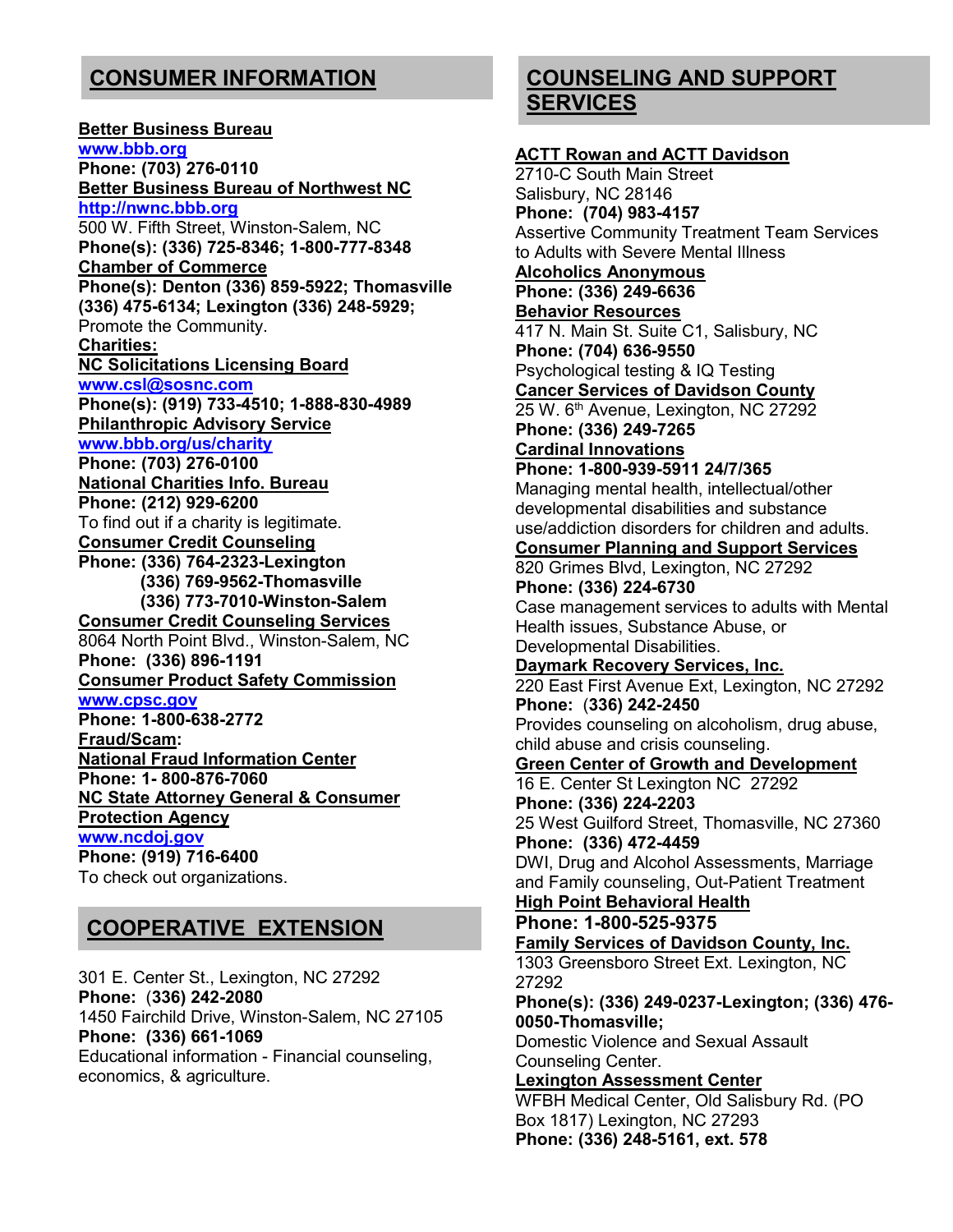## CONSUMER INFORMATION

**Better Business Bureau**
www.bbb.org
**Phone: (703) 276-0110**

**Better Business Bureau of Northwest NC**
http://nwnc.bbb.org
500 W. Fifth Street, Winston-Salem, NC
**Phone(s): (336) 725-8346; 1-800-777-8348**

**Chamber of Commerce**
**Phone(s): Denton (336) 859-5922; Thomasville (336) 475-6134; Lexington (336) 248-5929;**
Promote the Community.

**Charities:**

**NC Solicitations Licensing Board**
www.csl@sosnc.com
**Phone(s): (919) 733-4510; 1-888-830-4989**

**Philanthropic Advisory Service**
www.bbb.org/us/charity
**Phone: (703) 276-0100**

**National Charities Info. Bureau**
**Phone: (212) 929-6200**
To find out if a charity is legitimate.

**Consumer Credit Counseling**
**Phone: (336) 764-2323-Lexington**
**(336) 769-9562-Thomasville**
**(336) 773-7010-Winston-Salem**

**Consumer Credit Counseling Services**
8064 North Point Blvd., Winston-Salem, NC
**Phone: (336) 896-1191**

**Consumer Product Safety Commission**
www.cpsc.gov
**Phone: 1-800-638-2772**

**Fraud/Scam:**

**National Fraud Information Center**
**Phone: 1- 800-876-7060**

**NC State Attorney General & Consumer Protection Agency**
www.ncdoj.gov
**Phone: (919) 716-6400**
To check out organizations.

## COOPERATIVE EXTENSION

301 E. Center St., Lexington, NC 27292
**Phone: (336) 242-2080**
1450 Fairchild Drive, Winston-Salem, NC 27105
**Phone: (336) 661-1069**
Educational information - Financial counseling, economics, & agriculture.

## COUNSELING AND SUPPORT SERVICES

**ACTT Rowan and ACTT Davidson**
2710-C South Main Street
Salisbury, NC 28146
**Phone: (704) 983-4157**
Assertive Community Treatment Team Services to Adults with Severe Mental Illness

**Alcoholics Anonymous**
**Phone: (336) 249-6636**

**Behavior Resources**
417 N. Main St. Suite C1, Salisbury, NC
**Phone: (704) 636-9550**
Psychological testing & IQ Testing

**Cancer Services of Davidson County**
25 W. 6th Avenue, Lexington, NC 27292
**Phone: (336) 249-7265**

**Cardinal Innovations**
**Phone: 1-800-939-5911 24/7/365**
Managing mental health, intellectual/other developmental disabilities and substance use/addiction disorders for children and adults.

**Consumer Planning and Support Services**
820 Grimes Blvd, Lexington, NC 27292
**Phone: (336) 224-6730**
Case management services to adults with Mental Health issues, Substance Abuse, or Developmental Disabilities.

**Daymark Recovery Services, Inc.**
220 East First Avenue Ext, Lexington, NC 27292
**Phone: (336) 242-2450**
Provides counseling on alcoholism, drug abuse, child abuse and crisis counseling.

**Green Center of Growth and Development**
16 E. Center St Lexington NC 27292
**Phone: (336) 224-2203**
25 West Guilford Street, Thomasville, NC 27360
**Phone: (336) 472-4459**
DWI, Drug and Alcohol Assessments, Marriage and Family counseling, Out-Patient Treatment

**High Point Behavioral Health**
**Phone: 1-800-525-9375**

**Family Services of Davidson County, Inc.**
1303 Greensboro Street Ext. Lexington, NC 27292
**Phone(s): (336) 249-0237-Lexington; (336) 476-0050-Thomasville;**
Domestic Violence and Sexual Assault Counseling Center.

**Lexington Assessment Center**
WFBH Medical Center, Old Salisbury Rd. (PO Box 1817) Lexington, NC 27293
**Phone: (336) 248-5161, ext. 578**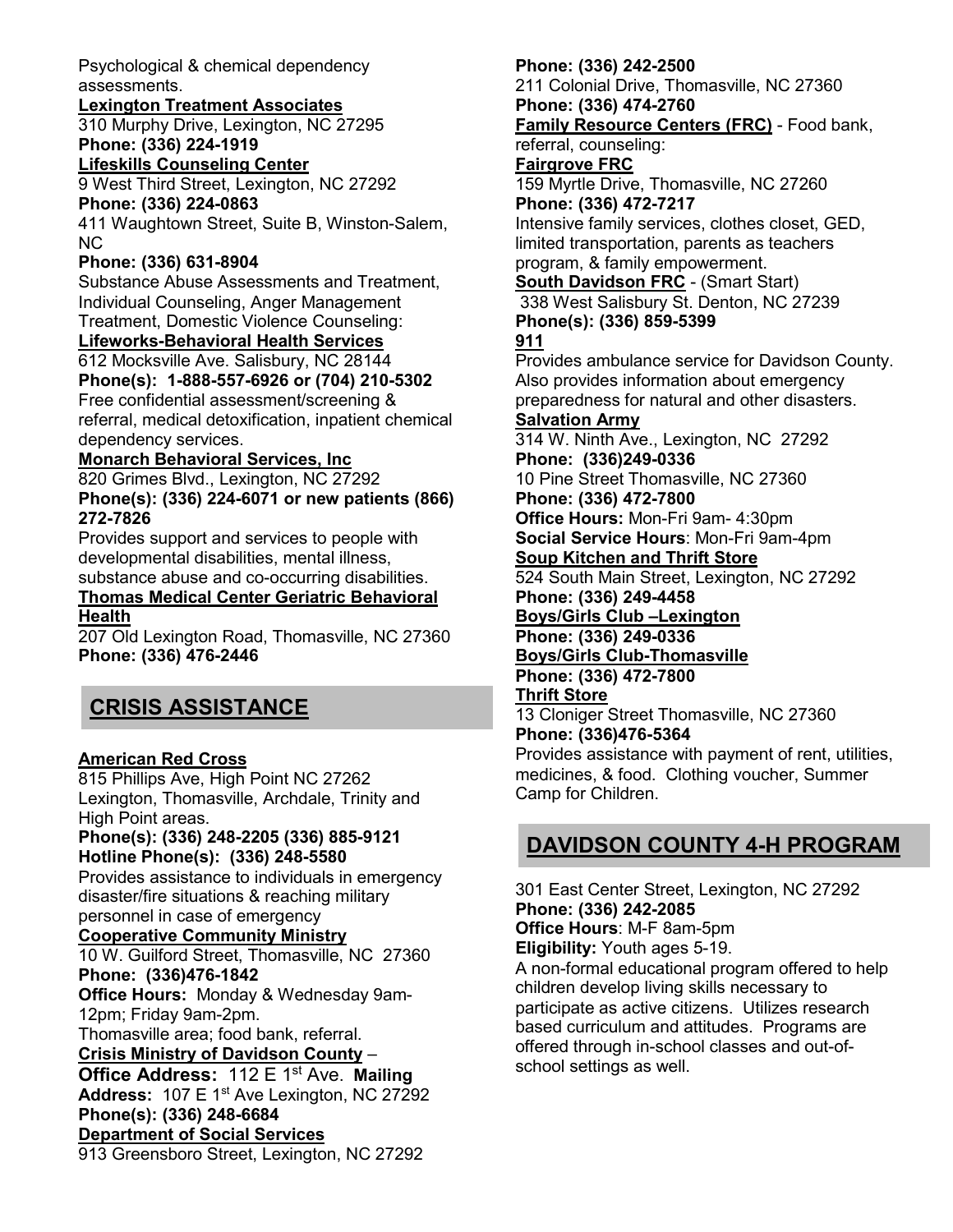Psychological & chemical dependency assessments.

**Lexington Treatment Associates**
310 Murphy Drive, Lexington, NC 27295
**Phone: (336) 224-1919**

**Lifeskills Counseling Center**
9 West Third Street, Lexington, NC 27292
**Phone: (336) 224-0863**
411 Waughtown Street, Suite B, Winston-Salem, NC
**Phone: (336) 631-8904**
Substance Abuse Assessments and Treatment, Individual Counseling, Anger Management Treatment, Domestic Violence Counseling:

**Lifeworks-Behavioral Health Services**
612 Mocksville Ave. Salisbury, NC 28144
**Phone(s): 1-888-557-6926 or (704) 210-5302**
Free confidential assessment/screening & referral, medical detoxification, inpatient chemical dependency services.

**Monarch Behavioral Services, Inc**
820 Grimes Blvd., Lexington, NC 27292
**Phone(s): (336) 224-6071 or new patients (866) 272-7826**
Provides support and services to people with developmental disabilities, mental illness, substance abuse and co-occurring disabilities.

**Thomas Medical Center Geriatric Behavioral Health**
207 Old Lexington Road, Thomasville, NC 27360
**Phone: (336) 476-2446**

## CRISIS ASSISTANCE

**American Red Cross**
815 Phillips Ave, High Point NC 27262
Lexington, Thomasville, Archdale, Trinity and High Point areas.
**Phone(s): (336) 248-2205 (336) 885-9121**
**Hotline Phone(s): (336) 248-5580**
Provides assistance to individuals in emergency disaster/fire situations & reaching military personnel in case of emergency

**Cooperative Community Ministry**
10 W. Guilford Street, Thomasville, NC 27360
**Phone: (336)476-1842**
**Office Hours:** Monday & Wednesday 9am-12pm; Friday 9am-2pm.
Thomasville area; food bank, referral.

**Crisis Ministry of Davidson County** –
**Office Address:** 112 E 1st Ave. **Mailing Address:** 107 E 1st Ave Lexington, NC 27292
**Phone(s): (336) 248-6684**

**Department of Social Services**
913 Greensboro Street, Lexington, NC 27292
**Phone: (336) 242-2500**
211 Colonial Drive, Thomasville, NC 27360
**Phone: (336) 474-2760**

**Family Resource Centers (FRC)** - Food bank, referral, counseling:

**Fairgrove FRC**
159 Myrtle Drive, Thomasville, NC 27260
**Phone: (336) 472-7217**
Intensive family services, clothes closet, GED, limited transportation, parents as teachers program, & family empowerment.

**South Davidson FRC** - (Smart Start)
338 West Salisbury St. Denton, NC 27239
**Phone(s): (336) 859-5399**

**911**
Provides ambulance service for Davidson County. Also provides information about emergency preparedness for natural and other disasters.

**Salvation Army**
314 W. Ninth Ave., Lexington, NC 27292
**Phone: (336)249-0336**
10 Pine Street Thomasville, NC 27360
**Phone: (336) 472-7800**
**Office Hours:** Mon-Fri 9am- 4:30pm
**Social Service Hours**: Mon-Fri 9am-4pm

**Soup Kitchen and Thrift Store**
524 South Main Street, Lexington, NC 27292
**Phone: (336) 249-4458**

**Boys/Girls Club –Lexington**
**Phone: (336) 249-0336**

**Boys/Girls Club-Thomasville**
**Phone: (336) 472-7800**

**Thrift Store**
13 Cloniger Street Thomasville, NC 27360
**Phone: (336)476-5364**
Provides assistance with payment of rent, utilities, medicines, & food. Clothing voucher, Summer Camp for Children.

## DAVIDSON COUNTY 4-H PROGRAM

301 East Center Street, Lexington, NC 27292
**Phone: (336) 242-2085**
**Office Hours**: M-F 8am-5pm
**Eligibility:** Youth ages 5-19.
A non-formal educational program offered to help children develop living skills necessary to participate as active citizens. Utilizes research based curriculum and attitudes. Programs are offered through in-school classes and out-of-school settings as well.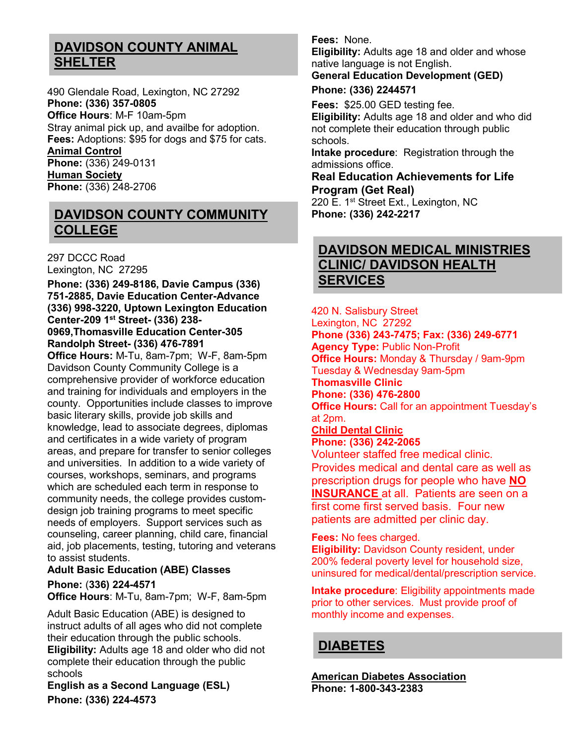## DAVIDSON COUNTY ANIMAL SHELTER

490 Glendale Road, Lexington, NC 27292
**Phone: (336) 357-0805**
**Office Hours**: M-F 10am-5pm
Stray animal pick up, and availbe for adoption.
**Fees:** Adoptions: $95 for dogs and $75 for cats.
**Animal Control**
**Phone:** (336) 249-0131
**Human Society**
**Phone:** (336) 248-2706

## DAVIDSON COUNTY COMMUNITY COLLEGE

297 DCCC Road
Lexington, NC 27295
**Phone: (336) 249-8186, Davie Campus (336) 751-2885, Davie Education Center-Advance (336) 998-3220, Uptown Lexington Education Center-209 1st Street- (336) 238-0969,Thomasville Education Center-305 Randolph Street- (336) 476-7891**
**Office Hours:** M-Tu, 8am-7pm; W-F, 8am-5pm
Davidson County Community College is a comprehensive provider of workforce education and training for individuals and employers in the county. Opportunities include classes to improve basic literary skills, provide job skills and knowledge, lead to associate degrees, diplomas and certificates in a wide variety of program areas, and prepare for transfer to senior colleges and universities. In addition to a wide variety of courses, workshops, seminars, and programs which are scheduled each term in response to community needs, the college provides custom-design job training programs to meet specific needs of employers. Support services such as counseling, career planning, child care, financial aid, job placements, testing, tutoring and veterans to assist students.

**Adult Basic Education (ABE) Classes**
**Phone: (336) 224-4571**
**Office Hours**: M-Tu, 8am-7pm; W-F, 8am-5pm

Adult Basic Education (ABE) is designed to instruct adults of all ages who did not complete their education through the public schools.
**Eligibility:** Adults age 18 and older who did not complete their education through the public schools

**English as a Second Language (ESL)**
**Phone: (336) 224-4573**
**Fees:** None.
**Eligibility:** Adults age 18 and older and whose native language is not English.

**General Education Development (GED)**
**Phone: (336) 2244571**
**Fees:** $25.00 GED testing fee.
**Eligibility:** Adults age 18 and older and who did not complete their education through public schools.
**Intake procedure**: Registration through the admissions office.

**Real Education Achievements for Life Program (Get Real)**
220 E. 1st Street Ext., Lexington, NC
**Phone: (336) 242-2217**

## DAVIDSON MEDICAL MINISTRIES CLINIC/ DAVIDSON HEALTH SERVICES

420 N. Salisbury Street
Lexington, NC 27292
**Phone (336) 243-7475; Fax: (336) 249-6771**
**Agency Type:** Public Non-Profit
**Office Hours:** Monday & Thursday / 9am-9pm
Tuesday & Wednesday 9am-5pm
**Thomasville Clinic**
**Phone: (336) 476-2800**
**Office Hours:** Call for an appointment Tuesday's at 2pm.
**Child Dental Clinic**
**Phone: (336) 242-2065**
Volunteer staffed free medical clinic. Provides medical and dental care as well as prescription drugs for people who have **NO INSURANCE** at all. Patients are seen on a first come first served basis. Four new patients are admitted per clinic day.

**Fees:** No fees charged.
**Eligibility:** Davidson County resident, under 200% federal poverty level for household size, uninsured for medical/dental/prescription service.

**Intake procedure**: Eligibility appointments made prior to other services. Must provide proof of monthly income and expenses.

## DIABETES

**American Diabetes Association**
**Phone: 1-800-343-2383**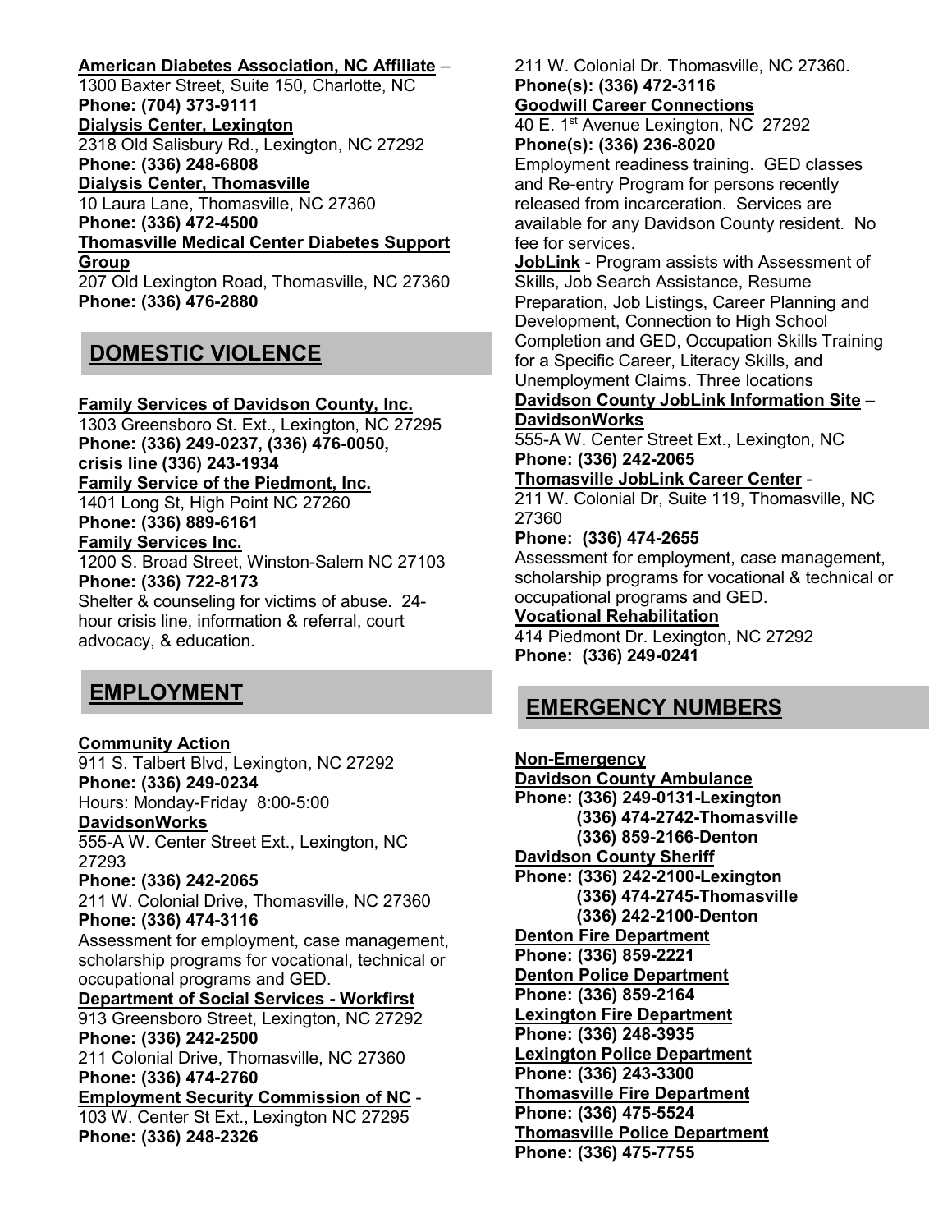**American Diabetes Association, NC Affiliate** – 1300 Baxter Street, Suite 150, Charlotte, NC
**Phone: (704) 373-9111**

**Dialysis Center, Lexington**
2318 Old Salisbury Rd., Lexington, NC 27292
**Phone: (336) 248-6808**

**Dialysis Center, Thomasville**
10 Laura Lane, Thomasville, NC 27360
**Phone: (336) 472-4500**

**Thomasville Medical Center Diabetes Support Group**
207 Old Lexington Road, Thomasville, NC 27360
**Phone: (336) 476-2880**

## DOMESTIC VIOLENCE

**Family Services of Davidson County, Inc.**
1303 Greensboro St. Ext., Lexington, NC 27295
**Phone: (336) 249-0237, (336) 476-0050, crisis line (336) 243-1934**

**Family Service of the Piedmont, Inc.**
1401 Long St, High Point NC 27260
**Phone: (336) 889-6161**

**Family Services Inc.**
1200 S. Broad Street, Winston-Salem NC 27103
**Phone: (336) 722-8173**
Shelter & counseling for victims of abuse. 24-hour crisis line, information & referral, court advocacy, & education.

## EMPLOYMENT

**Community Action**
911 S. Talbert Blvd, Lexington, NC 27292
**Phone: (336) 249-0234**
Hours: Monday-Friday 8:00-5:00

**DavidsonWorks**
555-A W. Center Street Ext., Lexington, NC 27293
**Phone: (336) 242-2065**
211 W. Colonial Drive, Thomasville, NC 27360
**Phone: (336) 474-3116**
Assessment for employment, case management, scholarship programs for vocational, technical or occupational programs and GED.

**Department of Social Services - Workfirst**
913 Greensboro Street, Lexington, NC 27292
**Phone: (336) 242-2500**
211 Colonial Drive, Thomasville, NC 27360
**Phone: (336) 474-2760**

**Employment Security Commission of NC** -
103 W. Center St Ext., Lexington NC 27295
**Phone: (336) 248-2326**
211 W. Colonial Dr. Thomasville, NC 27360.
**Phone(s): (336) 472-3116**

**Goodwill Career Connections**
40 E. 1st Avenue Lexington, NC 27292
**Phone(s): (336) 236-8020**
Employment readiness training. GED classes and Re-entry Program for persons recently released from incarceration. Services are available for any Davidson County resident. No fee for services.

**JobLink** - Program assists with Assessment of Skills, Job Search Assistance, Resume Preparation, Job Listings, Career Planning and Development, Connection to High School Completion and GED, Occupation Skills Training for a Specific Career, Literacy Skills, and Unemployment Claims. Three locations

**Davidson County JobLink Information Site** – **DavidsonWorks**
555-A W. Center Street Ext., Lexington, NC
**Phone: (336) 242-2065**

**Thomasville JobLink Career Center** -
211 W. Colonial Dr, Suite 119, Thomasville, NC 27360
**Phone: (336) 474-2655**
Assessment for employment, case management, scholarship programs for vocational & technical or occupational programs and GED.

**Vocational Rehabilitation**
414 Piedmont Dr. Lexington, NC 27292
**Phone: (336) 249-0241**

## EMERGENCY NUMBERS

**Non-Emergency**

**Davidson County Ambulance**
**Phone: (336) 249-0131-Lexington**
**(336) 474-2742-Thomasville**
**(336) 859-2166-Denton**

**Davidson County Sheriff**
**Phone: (336) 242-2100-Lexington**
**(336) 474-2745-Thomasville**
**(336) 242-2100-Denton**

**Denton Fire Department**
**Phone: (336) 859-2221**

**Denton Police Department**
**Phone: (336) 859-2164**

**Lexington Fire Department**
**Phone: (336) 248-3935**

**Lexington Police Department**
**Phone: (336) 243-3300**

**Thomasville Fire Department**
**Phone: (336) 475-5524**

**Thomasville Police Department**
**Phone: (336) 475-7755**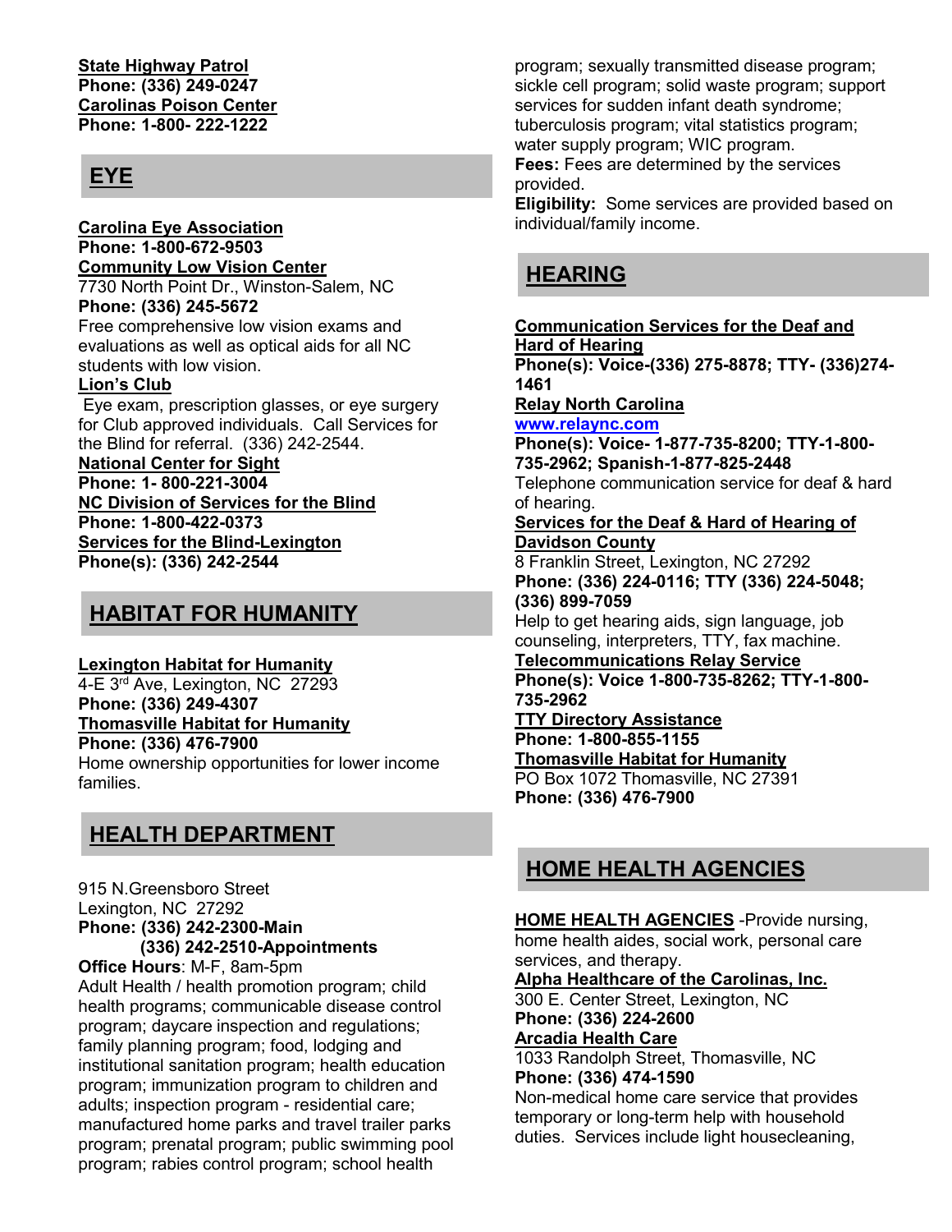**State Highway Patrol**
**Phone: (336) 249-0247**
**Carolinas Poison Center**
**Phone: 1-800- 222-1222**

## EYE

**Carolina Eye Association**
**Phone: 1-800-672-9503**
**Community Low Vision Center**
7730 North Point Dr., Winston-Salem, NC
**Phone: (336) 245-5672**
Free comprehensive low vision exams and evaluations as well as optical aids for all NC students with low vision.
**Lion's Club**
Eye exam, prescription glasses, or eye surgery for Club approved individuals. Call Services for the Blind for referral. (336) 242-2544.
**National Center for Sight**
**Phone: 1- 800-221-3004**
**NC Division of Services for the Blind**
**Phone: 1-800-422-0373**
**Services for the Blind-Lexington**
**Phone(s): (336) 242-2544**

## HABITAT FOR HUMANITY

**Lexington Habitat for Humanity**
4-E 3rd Ave, Lexington, NC 27293
**Phone: (336) 249-4307**
**Thomasville Habitat for Humanity**
**Phone: (336) 476-7900**
Home ownership opportunities for lower income families.

## HEALTH DEPARTMENT

915 N.Greensboro Street
Lexington, NC 27292
**Phone: (336) 242-2300-Main**
**(336) 242-2510-Appointments**
**Office Hours**: M-F, 8am-5pm
Adult Health / health promotion program; child health programs; communicable disease control program; daycare inspection and regulations; family planning program; food, lodging and institutional sanitation program; health education program; immunization program to children and adults; inspection program - residential care; manufactured home parks and travel trailer parks program; prenatal program; public swimming pool program; rabies control program; school health program; sexually transmitted disease program; sickle cell program; solid waste program; support services for sudden infant death syndrome; tuberculosis program; vital statistics program; water supply program; WIC program.
**Fees:** Fees are determined by the services provided.
**Eligibility:** Some services are provided based on individual/family income.

## HEARING

**Communication Services for the Deaf and Hard of Hearing**
**Phone(s): Voice-(336) 275-8878; TTY- (336)274-1461**
**Relay North Carolina**
www.relaync.com
**Phone(s): Voice- 1-877-735-8200; TTY-1-800-735-2962; Spanish-1-877-825-2448**
Telephone communication service for deaf & hard of hearing.
**Services for the Deaf & Hard of Hearing of Davidson County**
8 Franklin Street, Lexington, NC 27292
**Phone: (336) 224-0116; TTY (336) 224-5048; (336) 899-7059**
Help to get hearing aids, sign language, job counseling, interpreters, TTY, fax machine.
**Telecommunications Relay Service**
**Phone(s): Voice 1-800-735-8262; TTY-1-800-735-2962**
**TTY Directory Assistance**
**Phone: 1-800-855-1155**
**Thomasville Habitat for Humanity**
PO Box 1072 Thomasville, NC 27391
**Phone: (336) 476-7900**

## HOME HEALTH AGENCIES

**HOME HEALTH AGENCIES** -Provide nursing, home health aides, social work, personal care services, and therapy.
**Alpha Healthcare of the Carolinas, Inc.**
300 E. Center Street, Lexington, NC
**Phone: (336) 224-2600**
**Arcadia Health Care**
1033 Randolph Street, Thomasville, NC
**Phone: (336) 474-1590**
Non-medical home care service that provides temporary or long-term help with household duties. Services include light housecleaning,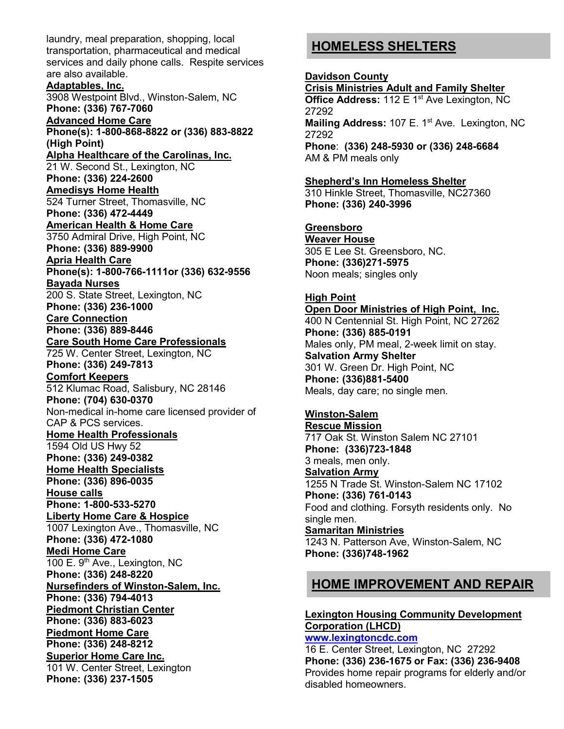laundry, meal preparation, shopping, local transportation, pharmaceutical and medical services and daily phone calls. Respite services are also available.

**Adaptables, Inc.**
3908 Westpoint Blvd., Winston-Salem, NC
**Phone: (336) 767-7060**

**Advanced Home Care**
**Phone(s): 1-800-868-8822 or (336) 883-8822 (High Point)**

**Alpha Healthcare of the Carolinas, Inc.**
21 W. Second St., Lexington, NC
**Phone: (336) 224-2600**

**Amedisys Home Health**
524 Turner Street, Thomasville, NC
**Phone: (336) 472-4449**

**American Health & Home Care**
3750 Admiral Drive, High Point, NC
**Phone: (336) 889-9900**

**Apria Health Care**
**Phone(s): 1-800-766-1111or (336) 632-9556**

**Bayada Nurses**
200 S. State Street, Lexington, NC
**Phone: (336) 236-1000**

**Care Connection**
**Phone: (336) 889-8446**

**Care South Home Care Professionals**
725 W. Center Street, Lexington, NC
**Phone: (336) 249-7813**

**Comfort Keepers**
512 Klumac Road, Salisbury, NC 28146
**Phone: (704) 630-0370**
Non-medical in-home care licensed provider of CAP & PCS services.

**Home Health Professionals**
1594 Old US Hwy 52
**Phone: (336) 249-0382**

**Home Health Specialists**
**Phone: (336) 896-0035**

**House calls**
**Phone: 1-800-533-5270**

**Liberty Home Care & Hospice**
1007 Lexington Ave., Thomasville, NC
**Phone: (336) 472-1080**

**Medi Home Care**
100 E. 9th Ave., Lexington, NC
**Phone: (336) 248-8220**

**Nursefinders of Winston-Salem, Inc.**
**Phone: (336) 794-4013**

**Piedmont Christian Center**
**Phone: (336) 883-6023**

**Piedmont Home Care**
**Phone: (336) 248-8212**

**Superior Home Care Inc.**
101 W. Center Street, Lexington
**Phone: (336) 237-1505**

## HOMELESS SHELTERS

**Davidson County**

**Crisis Ministries Adult and Family Shelter**
**Office Address:** 112 E 1st Ave Lexington, NC 27292
**Mailing Address:** 107 E. 1st Ave. Lexington, NC 27292
**Phone**: **(336) 248-5930 or (336) 248-6684**
AM & PM meals only

**Shepherd's Inn Homeless Shelter**
310 Hinkle Street, Thomasville, NC27360
**Phone: (336) 240-3996**

**Greensboro**

**Weaver House**
305 E Lee St. Greensboro, NC.
**Phone: (336)271-5975**
Noon meals; singles only

**High Point**

**Open Door Ministries of High Point, Inc.**
400 N Centennial St. High Point, NC 27262
**Phone: (336) 885-0191**
Males only, PM meal, 2-week limit on stay.

**Salvation Army Shelter**
301 W. Green Dr. High Point, NC
**Phone: (336)881-5400**
Meals, day care; no single men.

**Winston-Salem**

**Rescue Mission**
717 Oak St. Winston Salem NC 27101
**Phone: (336)723-1848**
3 meals, men only.

**Salvation Army**
1255 N Trade St. Winston-Salem NC 17102
**Phone: (336) 761-0143**
Food and clothing. Forsyth residents only. No single men.

**Samaritan Ministries**
1243 N. Patterson Ave, Winston-Salem, NC
**Phone: (336)748-1962**

## HOME IMPROVEMENT AND REPAIR

**Lexington Housing Community Development Corporation (LHCD)**
**www.lexingtoncdc.com**
16 E. Center Street, Lexington, NC 27292
**Phone: (336) 236-1675 or Fax: (336) 236-9408**
Provides home repair programs for elderly and/or disabled homeowners.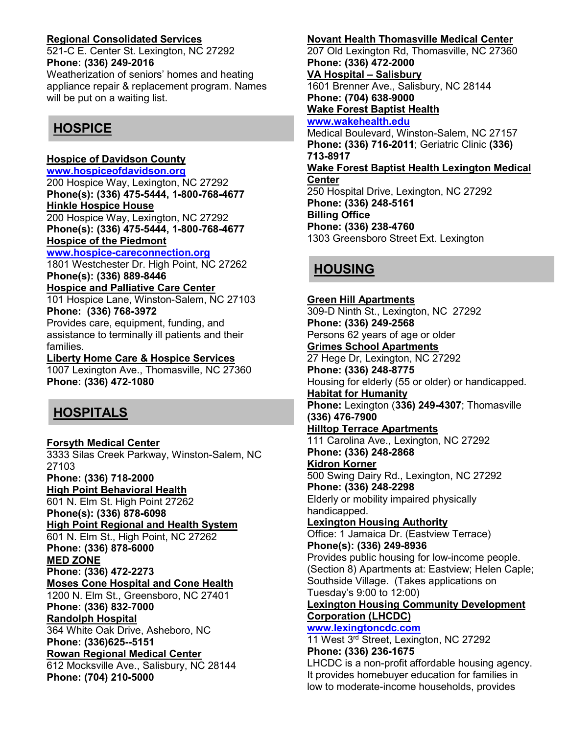**Regional Consolidated Services**
521-C E. Center St. Lexington, NC 27292
**Phone: (336) 249-2016**
Weatherization of seniors' homes and heating appliance repair & replacement program. Names will be put on a waiting list.

## HOSPICE

**Hospice of Davidson County**
www.hospiceofdavidson.org
200 Hospice Way, Lexington, NC 27292
**Phone(s): (336) 475-5444, 1-800-768-4677**

**Hinkle Hospice House**
200 Hospice Way, Lexington, NC 27292
**Phone(s): (336) 475-5444, 1-800-768-4677**

**Hospice of the Piedmont**
www.hospice-careconnection.org
1801 Westchester Dr. High Point, NC 27262
**Phone(s): (336) 889-8446**

**Hospice and Palliative Care Center**
101 Hospice Lane, Winston-Salem, NC 27103
**Phone: (336) 768-3972**
Provides care, equipment, funding, and assistance to terminally ill patients and their families.

**Liberty Home Care & Hospice Services**
1007 Lexington Ave., Thomasville, NC 27360
**Phone: (336) 472-1080**

## HOSPITALS

**Forsyth Medical Center**
3333 Silas Creek Parkway, Winston-Salem, NC 27103
**Phone: (336) 718-2000**

**High Point Behavioral Health**
601 N. Elm St. High Point 27262
**Phone(s): (336) 878-6098**

**High Point Regional and Health System**
601 N. Elm St., High Point, NC 27262
**Phone: (336) 878-6000**

**MED ZONE**
**Phone: (336) 472-2273**

**Moses Cone Hospital and Cone Health**
1200 N. Elm St., Greensboro, NC 27401
**Phone: (336) 832-7000**

**Randolph Hospital**
364 White Oak Drive, Asheboro, NC
**Phone: (336)625--5151**

**Rowan Regional Medical Center**
612 Mocksville Ave., Salisbury, NC 28144
**Phone: (704) 210-5000**

**Novant Health Thomasville Medical Center**
207 Old Lexington Rd, Thomasville, NC 27360
**Phone: (336) 472-2000**

**VA Hospital – Salisbury**
1601 Brenner Ave., Salisbury, NC 28144
**Phone: (704) 638-9000**

**Wake Forest Baptist Health**
www.wakehealth.edu
Medical Boulevard, Winston-Salem, NC 27157
**Phone: (336) 716-2011**; Geriatric Clinic **(336) 713-8917**

**Wake Forest Baptist Health Lexington Medical Center**
250 Hospital Drive, Lexington, NC 27292
**Phone: (336) 248-5161**
**Billing Office**
**Phone: (336) 238-4760**
1303 Greensboro Street Ext. Lexington

## HOUSING

**Green Hill Apartments**
309-D Ninth St., Lexington, NC 27292
**Phone: (336) 249-2568**
Persons 62 years of age or older

**Grimes School Apartments**
27 Hege Dr, Lexington, NC 27292
**Phone: (336) 248-8775**
Housing for elderly (55 or older) or handicapped.

**Habitat for Humanity**
**Phone:** Lexington (**336) 249-4307**; Thomasville **(336) 476-7900**

**Hilltop Terrace Apartments**
111 Carolina Ave., Lexington, NC 27292
**Phone: (336) 248-2868**

**Kidron Korner**
500 Swing Dairy Rd., Lexington, NC 27292
**Phone: (336) 248-2298**
Elderly or mobility impaired physically handicapped.

**Lexington Housing Authority**
Office: 1 Jamaica Dr. (Eastview Terrace)
**Phone(s): (336) 249-8936**
Provides public housing for low-income people. (Section 8) Apartments at: Eastview; Helen Caple; Southside Village. (Takes applications on Tuesday's 9:00 to 12:00)

**Lexington Housing Community Development Corporation (LHCDC)**
www.lexingtoncdc.com
11 West 3rd Street, Lexington, NC 27292
**Phone: (336) 236-1675**
LHCDC is a non-profit affordable housing agency. It provides homebuyer education for families in low to moderate-income households, provides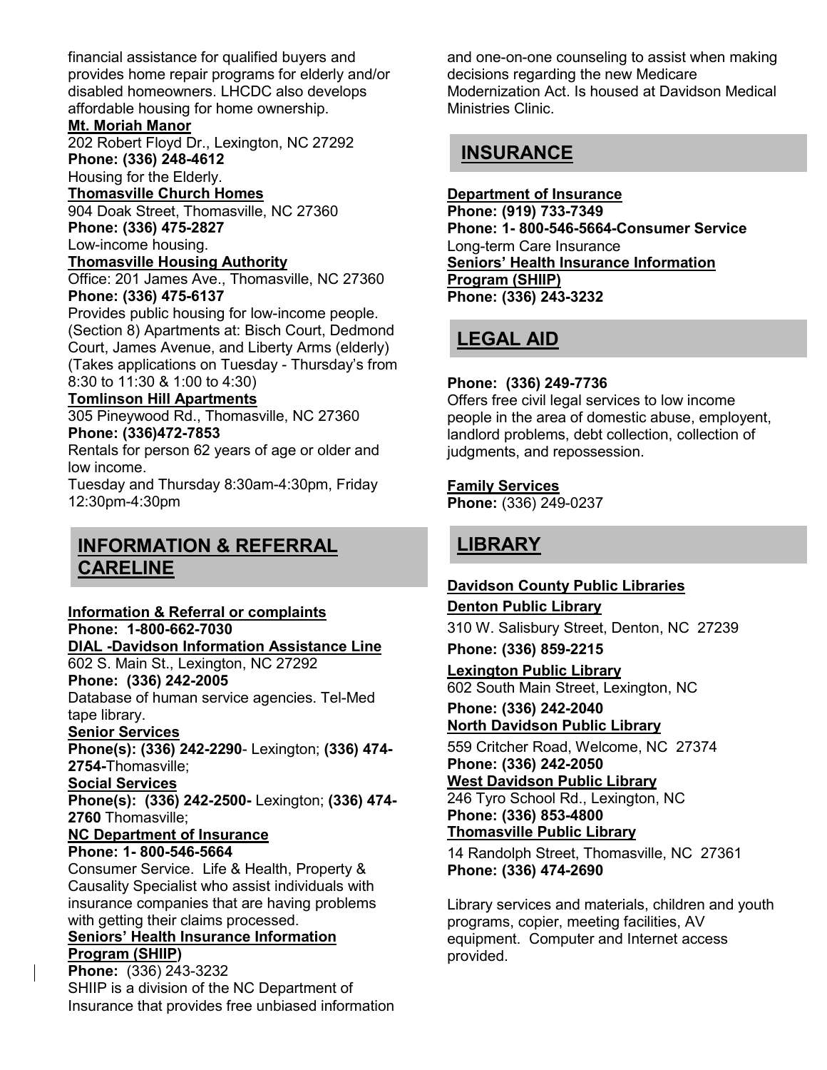financial assistance for qualified buyers and provides home repair programs for elderly and/or disabled homeowners. LHCDC also develops affordable housing for home ownership.

**Mt. Moriah Manor**
202 Robert Floyd Dr., Lexington, NC 27292
**Phone: (336) 248-4612**
Housing for the Elderly.

**Thomasville Church Homes**
904 Doak Street, Thomasville, NC 27360
**Phone: (336) 475-2827**
Low-income housing.

**Thomasville Housing Authority**
Office: 201 James Ave., Thomasville, NC 27360
**Phone: (336) 475-6137**
Provides public housing for low-income people. (Section 8) Apartments at: Bisch Court, Dedmond Court, James Avenue, and Liberty Arms (elderly) (Takes applications on Tuesday - Thursday's from 8:30 to 11:30 & 1:00 to 4:30)

**Tomlinson Hill Apartments**
305 Pineywood Rd., Thomasville, NC 27360
**Phone: (336)472-7853**
Rentals for person 62 years of age or older and low income.
Tuesday and Thursday 8:30am-4:30pm, Friday 12:30pm-4:30pm

## INFORMATION & REFERRAL CARELINE

**Information & Referral or complaints**
**Phone: 1-800-662-7030**

**DIAL -Davidson Information Assistance Line**
602 S. Main St., Lexington, NC 27292
**Phone: (336) 242-2005**
Database of human service agencies. Tel-Med tape library.

**Senior Services**
**Phone(s): (336) 242-2290**- Lexington; **(336) 474-2754-**Thomasville;

**Social Services**
**Phone(s): (336) 242-2500-** Lexington; **(336) 474-2760** Thomasville;

**NC Department of Insurance**
**Phone: 1- 800-546-5664**
Consumer Service. Life & Health, Property & Causality Specialist who assist individuals with insurance companies that are having problems with getting their claims processed.

**Seniors' Health Insurance Information Program (SHIIP)**
**Phone:** (336) 243-3232
SHIIP is a division of the NC Department of Insurance that provides free unbiased information and one-on-one counseling to assist when making decisions regarding the new Medicare Modernization Act. Is housed at Davidson Medical Ministries Clinic.

## INSURANCE

**Department of Insurance**
**Phone: (919) 733-7349**
**Phone: 1- 800-546-5664-Consumer Service**
Long-term Care Insurance

**Seniors' Health Insurance Information Program (SHIIP)**
**Phone: (336) 243-3232**

## LEGAL AID

**Phone: (336) 249-7736**
Offers free civil legal services to low income people in the area of domestic abuse, employent, landlord problems, debt collection, collection of judgments, and repossession.

**Family Services**
**Phone:** (336) 249-0237

## LIBRARY

**Davidson County Public Libraries**

**Denton Public Library**
310 W. Salisbury Street, Denton, NC 27239
**Phone: (336) 859-2215**

**Lexington Public Library**
602 South Main Street, Lexington, NC
**Phone: (336) 242-2040**

**North Davidson Public Library**
559 Critcher Road, Welcome, NC 27374
**Phone: (336) 242-2050**

**West Davidson Public Library**
246 Tyro School Rd., Lexington, NC
**Phone: (336) 853-4800**

**Thomasville Public Library**
14 Randolph Street, Thomasville, NC 27361
**Phone: (336) 474-2690**

Library services and materials, children and youth programs, copier, meeting facilities, AV equipment. Computer and Internet access provided.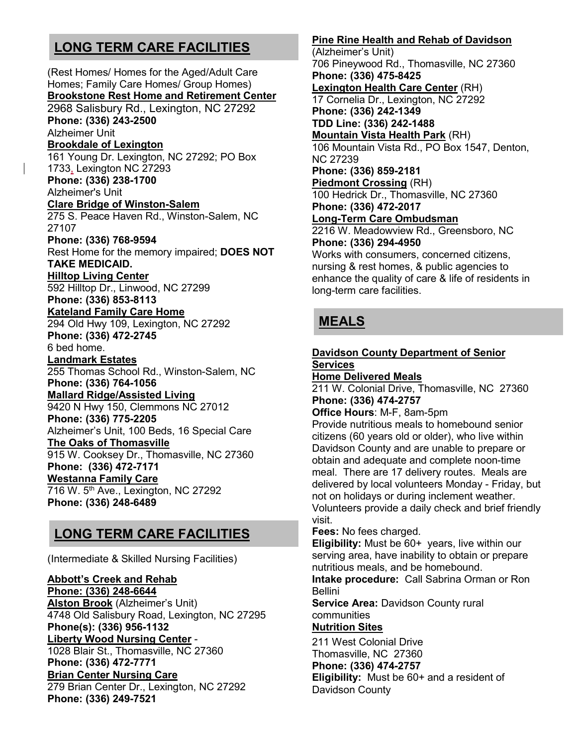## LONG TERM CARE FACILITIES

(Rest Homes/ Homes for the Aged/Adult Care Homes; Family Care Homes/ Group Homes)

**Brookstone Rest Home and Retirement Center**
2968 Salisbury Rd., Lexington, NC 27292
**Phone: (336) 243-2500**
Alzheimer Unit

**Brookdale of Lexington**
161 Young Dr. Lexington, NC 27292; PO Box 1733, Lexington NC 27293
**Phone: (336) 238-1700**
Alzheimer's Unit

**Clare Bridge of Winston-Salem**
275 S. Peace Haven Rd., Winston-Salem, NC 27107
**Phone: (336) 768-9594**
Rest Home for the memory impaired; **DOES NOT TAKE MEDICAID.**

**Hilltop Living Center**
592 Hilltop Dr., Linwood, NC 27299
**Phone: (336) 853-8113**

**Kateland Family Care Home**
294 Old Hwy 109, Lexington, NC 27292
**Phone: (336) 472-2745**
6 bed home.

**Landmark Estates**
255 Thomas School Rd., Winston-Salem, NC
**Phone: (336) 764-1056**

**Mallard Ridge/Assisted Living**
9420 N Hwy 150, Clemmons NC 27012
**Phone: (336) 775-2205**
Alzheimer's Unit, 100 Beds, 16 Special Care

**The Oaks of Thomasville**
915 W. Cooksey Dr., Thomasville, NC 27360
**Phone: (336) 472-7171**

**Westanna Family Care**
716 W. 5th Ave., Lexington, NC 27292
**Phone: (336) 248-6489**

## LONG TERM CARE FACILITIES

(Intermediate & Skilled Nursing Facilities)

**Abbott's Creek and Rehab**
**Phone: (336) 248-6644**

**Alston Brook** (Alzheimer's Unit)
4748 Old Salisbury Road, Lexington, NC 27295
**Phone(s): (336) 956-1132**

**Liberty Wood Nursing Center** -
1028 Blair St., Thomasville, NC 27360
**Phone: (336) 472-7771**

**Brian Center Nursing Care**
279 Brian Center Dr., Lexington, NC 27292
**Phone: (336) 249-7521**

**Pine Rine Health and Rehab of Davidson**
(Alzheimer's Unit)
706 Pineywood Rd., Thomasville, NC 27360
**Phone: (336) 475-8425**

**Lexington Health Care Center** (RH)
17 Cornelia Dr., Lexington, NC 27292
**Phone: (336) 242-1349**
**TDD Line: (336) 242-1488**

**Mountain Vista Health Park** (RH)
106 Mountain Vista Rd., PO Box 1547, Denton, NC 27239
**Phone: (336) 859-2181**

**Piedmont Crossing** (RH)
100 Hedrick Dr., Thomasville, NC 27360
**Phone: (336) 472-2017**

**Long-Term Care Ombudsman**
2216 W. Meadowview Rd., Greensboro, NC
**Phone: (336) 294-4950**
Works with consumers, concerned citizens, nursing & rest homes, & public agencies to enhance the quality of care & life of residents in long-term care facilities.

## MEALS

**Davidson County Department of Senior Services**

**Home Delivered Meals**
211 W. Colonial Drive, Thomasville, NC 27360
**Phone: (336) 474-2757**
**Office Hours**: M-F, 8am-5pm
Provide nutritious meals to homebound senior citizens (60 years old or older), who live within Davidson County and are unable to prepare or obtain and adequate and complete noon-time meal. There are 17 delivery routes. Meals are delivered by local volunteers Monday - Friday, but not on holidays or during inclement weather. Volunteers provide a daily check and brief friendly visit.
**Fees:** No fees charged.
**Eligibility:** Must be 60+ years, live within our serving area, have inability to obtain or prepare nutritious meals, and be homebound.
**Intake procedure:** Call Sabrina Orman or Ron Bellini
**Service Area:** Davidson County rural communities

**Nutrition Sites**
211 West Colonial Drive
Thomasville, NC 27360
**Phone: (336) 474-2757**
**Eligibility:** Must be 60+ and a resident of Davidson County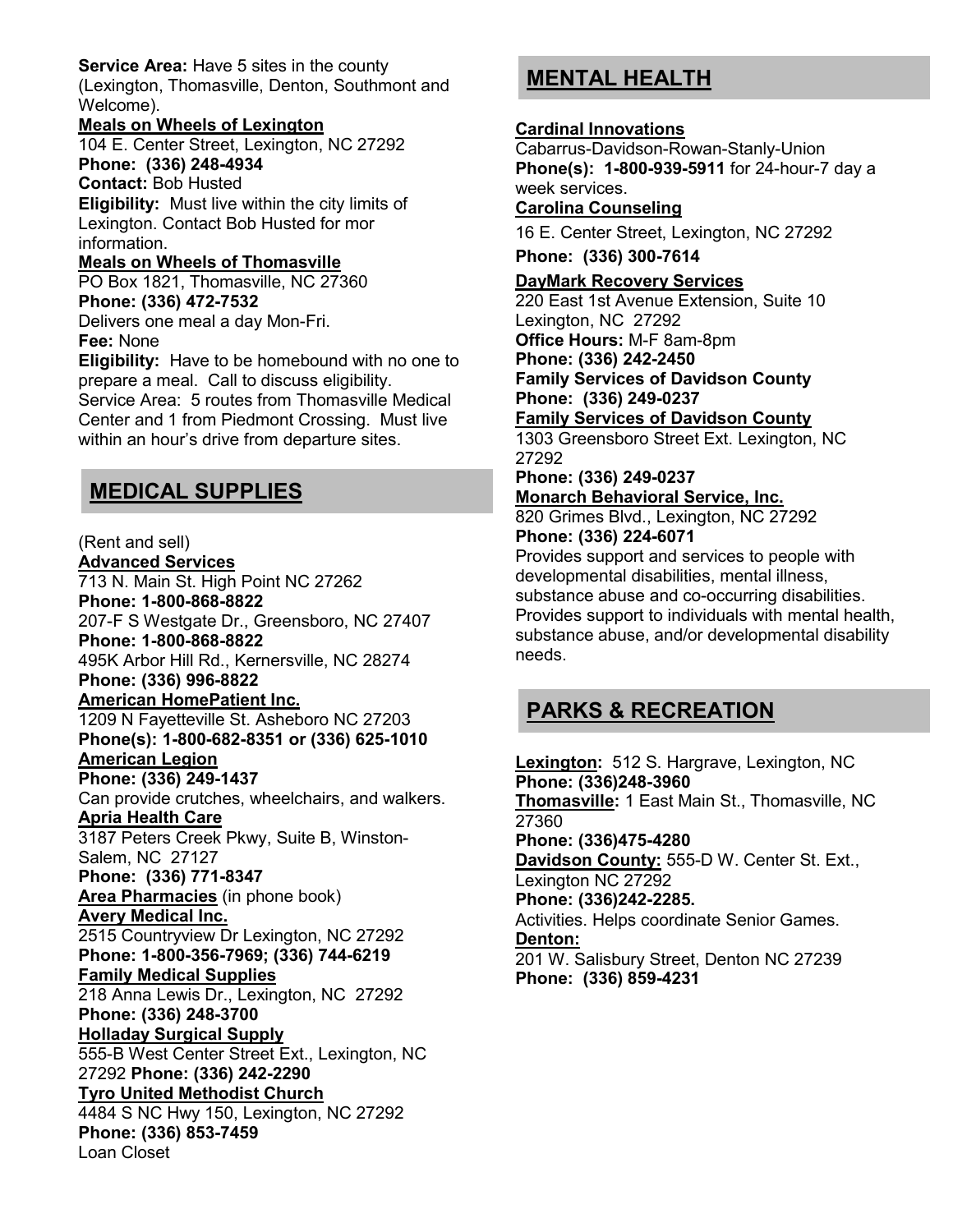**Service Area:** Have 5 sites in the county (Lexington, Thomasville, Denton, Southmont and Welcome).

**Meals on Wheels of Lexington**
104 E. Center Street, Lexington, NC 27292
**Phone: (336) 248-4934**
**Contact:** Bob Husted
**Eligibility:** Must live within the city limits of Lexington. Contact Bob Husted for mor information.

**Meals on Wheels of Thomasville**
PO Box 1821, Thomasville, NC 27360
**Phone: (336) 472-7532**
Delivers one meal a day Mon-Fri.
**Fee:** None
**Eligibility:** Have to be homebound with no one to prepare a meal. Call to discuss eligibility.
Service Area: 5 routes from Thomasville Medical Center and 1 from Piedmont Crossing. Must live within an hour's drive from departure sites.

## MEDICAL SUPPLIES

(Rent and sell)

**Advanced Services**
713 N. Main St. High Point NC 27262
**Phone: 1-800-868-8822**
207-F S Westgate Dr., Greensboro, NC 27407
**Phone: 1-800-868-8822**
495K Arbor Hill Rd., Kernersville, NC 28274
**Phone: (336) 996-8822**

**American HomePatient Inc.**
1209 N Fayetteville St. Asheboro NC 27203
**Phone(s): 1-800-682-8351 or (336) 625-1010**

**American Legion**
**Phone: (336) 249-1437**
Can provide crutches, wheelchairs, and walkers.

**Apria Health Care**
3187 Peters Creek Pkwy, Suite B, Winston-Salem, NC 27127
**Phone: (336) 771-8347**

**Area Pharmacies** (in phone book)

**Avery Medical Inc.**
2515 Countryview Dr Lexington, NC 27292
**Phone: 1-800-356-7969; (336) 744-6219**

**Family Medical Supplies**
218 Anna Lewis Dr., Lexington, NC 27292
**Phone: (336) 248-3700**

**Holladay Surgical Supply**
555-B West Center Street Ext., Lexington, NC 27292 **Phone: (336) 242-2290**

**Tyro United Methodist Church**
4484 S NC Hwy 150, Lexington, NC 27292
**Phone: (336) 853-7459**
Loan Closet

## MENTAL HEALTH

**Cardinal Innovations**
Cabarrus-Davidson-Rowan-Stanly-Union
**Phone(s): 1-800-939-5911** for 24-hour-7 day a week services.

**Carolina Counseling**
16 E. Center Street, Lexington, NC 27292
**Phone: (336) 300-7614**

**DayMark Recovery Services**
220 East 1st Avenue Extension, Suite 10
Lexington, NC 27292
**Office Hours:** M-F 8am-8pm
**Phone: (336) 242-2450**
**Family Services of Davidson County**
**Phone: (336) 249-0237**

**Family Services of Davidson County**
1303 Greensboro Street Ext. Lexington, NC 27292
**Phone: (336) 249-0237**

**Monarch Behavioral Service, Inc.**
820 Grimes Blvd., Lexington, NC 27292
**Phone: (336) 224-6071**
Provides support and services to people with developmental disabilities, mental illness, substance abuse and co-occurring disabilities. Provides support to individuals with mental health, substance abuse, and/or developmental disability needs.

## PARKS & RECREATION

**Lexington:** 512 S. Hargrave, Lexington, NC
**Phone: (336)248-3960**

**Thomasville:** 1 East Main St., Thomasville, NC 27360
**Phone: (336)475-4280**

**Davidson County:** 555-D W. Center St. Ext., Lexington NC 27292
**Phone: (336)242-2285.**
Activities. Helps coordinate Senior Games.

**Denton:**
201 W. Salisbury Street, Denton NC 27239
**Phone: (336) 859-4231**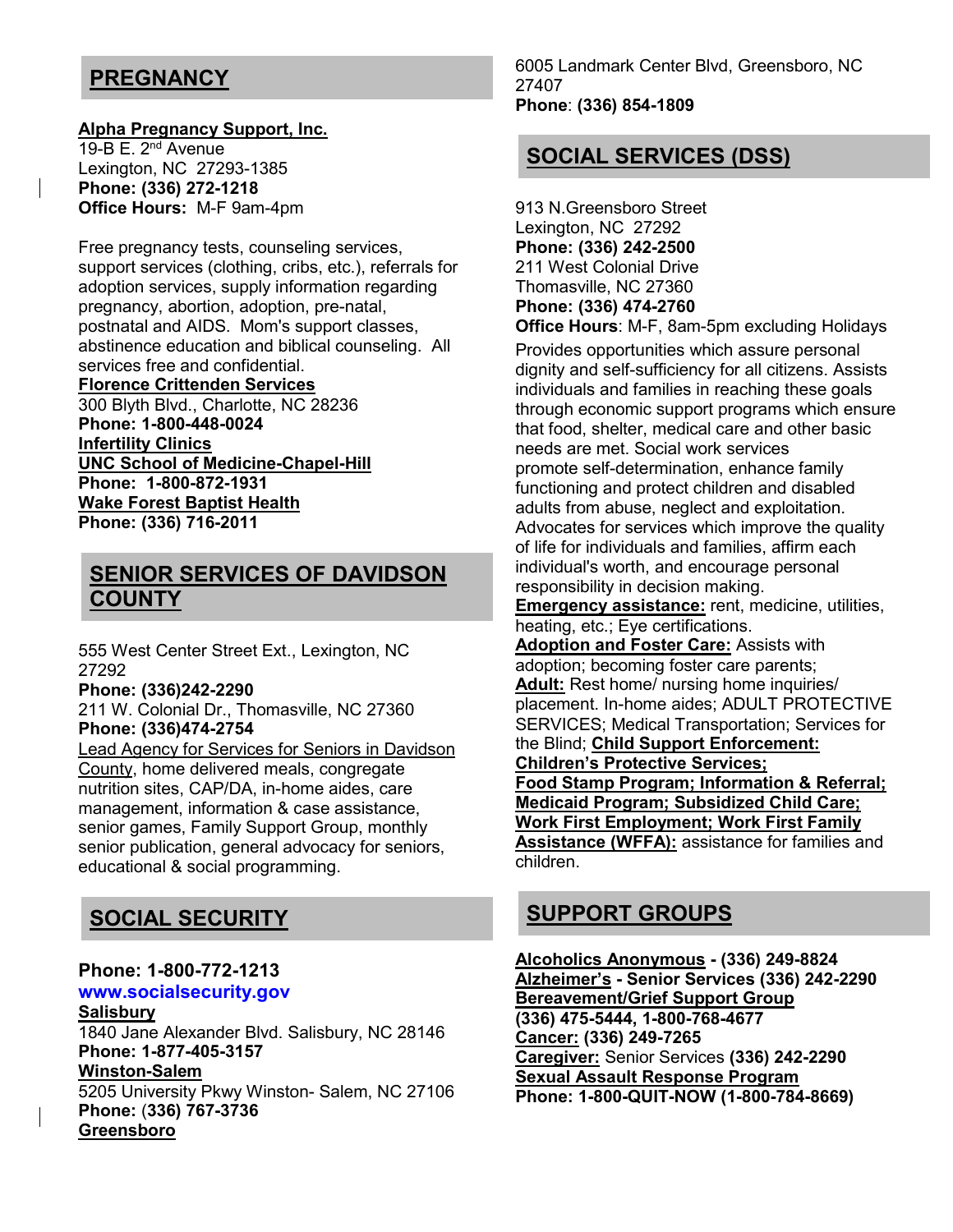## PREGNANCY

**Alpha Pregnancy Support, Inc.**
19-B E. 2nd Avenue
Lexington, NC 27293-1385
**Phone: (336) 272-1218**
**Office Hours:** M-F 9am-4pm

Free pregnancy tests, counseling services, support services (clothing, cribs, etc.), referrals for adoption services, supply information regarding pregnancy, abortion, adoption, pre-natal, postnatal and AIDS. Mom's support classes, abstinence education and biblical counseling. All services free and confidential.

**Florence Crittenden Services**
300 Blyth Blvd., Charlotte, NC 28236
**Phone: 1-800-448-0024**

**Infertility Clinics**

**UNC School of Medicine-Chapel-Hill**
**Phone: 1-800-872-1931**

**Wake Forest Baptist Health**
**Phone: (336) 716-2011**

## SENIOR SERVICES OF DAVIDSON COUNTY

555 West Center Street Ext., Lexington, NC 27292
**Phone: (336)242-2290**
211 W. Colonial Dr., Thomasville, NC 27360
**Phone: (336)474-2754**

Lead Agency for Services for Seniors in Davidson County, home delivered meals, congregate nutrition sites, CAP/DA, in-home aides, care management, information & case assistance, senior games, Family Support Group, monthly senior publication, general advocacy for seniors, educational & social programming.

## SOCIAL SECURITY

**Phone: 1-800-772-1213**
**www.socialsecurity.gov**

**Salisbury**
1840 Jane Alexander Blvd. Salisbury, NC 28146
**Phone: 1-877-405-3157**

**Winston-Salem**
5205 University Pkwy Winston- Salem, NC 27106
**Phone: (336) 767-3736**

**Greensboro**
6005 Landmark Center Blvd, Greensboro, NC 27407
**Phone**: **(336) 854-1809**

## SOCIAL SERVICES (DSS)

913 N.Greensboro Street
Lexington, NC 27292
**Phone: (336) 242-2500**
211 West Colonial Drive
Thomasville, NC 27360
**Phone: (336) 474-2760**
**Office Hours**: M-F, 8am-5pm excluding Holidays

Provides opportunities which assure personal dignity and self-sufficiency for all citizens. Assists individuals and families in reaching these goals through economic support programs which ensure that food, shelter, medical care and other basic needs are met. Social work services promote self-determination, enhance family functioning and protect children and disabled adults from abuse, neglect and exploitation. Advocates for services which improve the quality of life for individuals and families, affirm each individual's worth, and encourage personal responsibility in decision making.

**Emergency assistance:** rent, medicine, utilities, heating, etc.; Eye certifications.
**Adoption and Foster Care:** Assists with adoption; becoming foster care parents;
**Adult:** Rest home/ nursing home inquiries/ placement. In-home aides; ADULT PROTECTIVE SERVICES; Medical Transportation; Services for the Blind; **Child Support Enforcement: Children's Protective Services; Food Stamp Program; Information & Referral; Medicaid Program; Subsidized Child Care; Work First Employment; Work First Family Assistance (WFFA):** assistance for families and children.

## SUPPORT GROUPS

**Alcoholics Anonymous - (336) 249-8824**
**Alzheimer's - Senior Services (336) 242-2290**
**Bereavement/Grief Support Group**
**(336) 475-5444, 1-800-768-4677**
**Cancer: (336) 249-7265**
**Caregiver:** Senior Services **(336) 242-2290**
**Sexual Assault Response Program**
**Phone: 1-800-QUIT-NOW (1-800-784-8669)**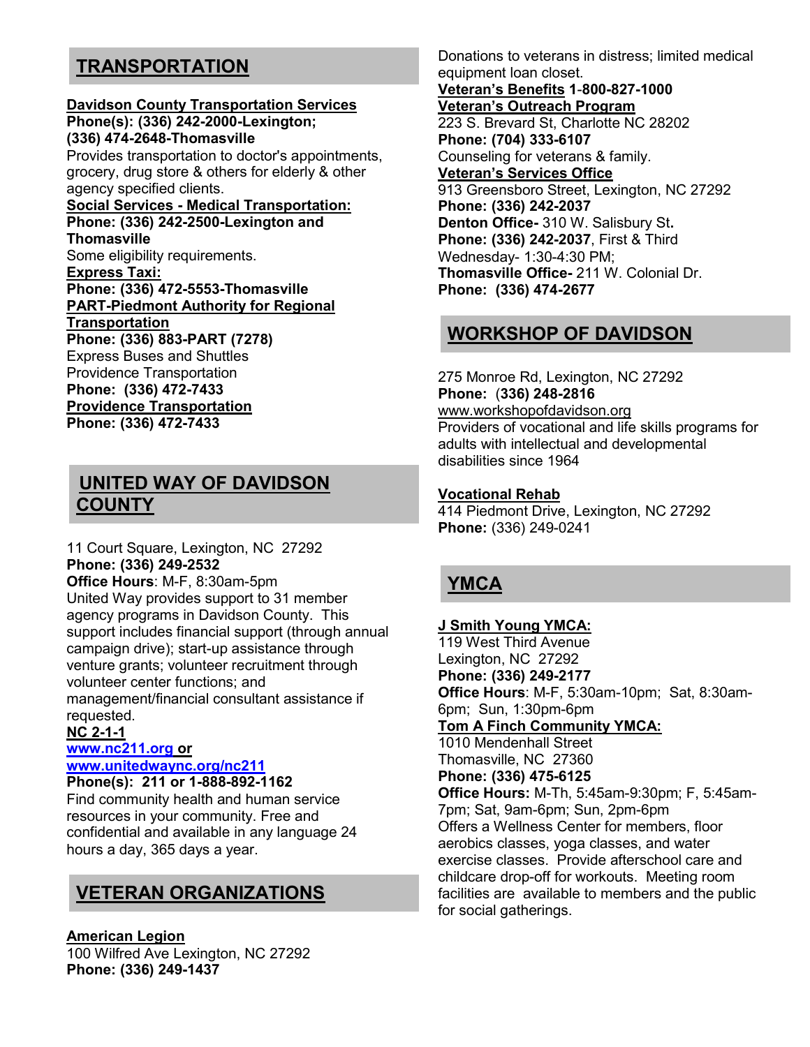## TRANSPORTATION

**Davidson County Transportation Services**
**Phone(s): (336) 242-2000-Lexington;**
**(336) 474-2648-Thomasville**
Provides transportation to doctor's appointments, grocery, drug store & others for elderly & other agency specified clients.

**Social Services - Medical Transportation:**
**Phone: (336) 242-2500-Lexington and Thomasville**
Some eligibility requirements.

**Express Taxi:**
**Phone: (336) 472-5553-Thomasville**

**PART-Piedmont Authority for Regional Transportation**
**Phone: (336) 883-PART (7278)**
Express Buses and Shuttles
Providence Transportation
**Phone: (336) 472-7433**

**Providence Transportation**
**Phone: (336) 472-7433**

## UNITED WAY OF DAVIDSON COUNTY

11 Court Square, Lexington, NC 27292
**Phone: (336) 249-2532**
**Office Hours**: M-F, 8:30am-5pm
United Way provides support to 31 member agency programs in Davidson County. This support includes financial support (through annual campaign drive); start-up assistance through venture grants; volunteer recruitment through volunteer center functions; and management/financial consultant assistance if requested.

**NC 2-1-1**
**www.nc211.org or**
**www.unitedwaync.org/nc211**
**Phone(s): 211 or 1-888-892-1162**
Find community health and human service resources in your community. Free and confidential and available in any language 24 hours a day, 365 days a year.

## VETERAN ORGANIZATIONS

**American Legion**
100 Wilfred Ave Lexington, NC 27292
**Phone: (336) 249-1437**
Donations to veterans in distress; limited medical equipment loan closet.

**Veteran's Benefits 1-800-827-1000**

**Veteran's Outreach Program**
223 S. Brevard St, Charlotte NC 28202
**Phone: (704) 333-6107**
Counseling for veterans & family.

**Veteran's Services Office**
913 Greensboro Street, Lexington, NC 27292
**Phone: (336) 242-2037**
**Denton Office-** 310 W. Salisbury St**.**
**Phone: (336) 242-2037**, First & Third Wednesday- 1:30-4:30 PM;
**Thomasville Office-** 211 W. Colonial Dr.
**Phone: (336) 474-2677**

## WORKSHOP OF DAVIDSON

275 Monroe Rd, Lexington, NC 27292
**Phone:** (**336) 248-2816**
www.workshopofdavidson.org
Providers of vocational and life skills programs for adults with intellectual and developmental disabilities since 1964

**Vocational Rehab**
414 Piedmont Drive, Lexington, NC 27292
**Phone:** (336) 249-0241

## YMCA

**J Smith Young YMCA:**
119 West Third Avenue
Lexington, NC 27292
**Phone: (336) 249-2177**
**Office Hours**: M-F, 5:30am-10pm; Sat, 8:30am-6pm; Sun, 1:30pm-6pm

**Tom A Finch Community YMCA:**
1010 Mendenhall Street
Thomasville, NC 27360
**Phone: (336) 475-6125**
**Office Hours:** M-Th, 5:45am-9:30pm; F, 5:45am-7pm; Sat, 9am-6pm; Sun, 2pm-6pm
Offers a Wellness Center for members, floor aerobics classes, yoga classes, and water exercise classes. Provide afterschool care and childcare drop-off for workouts. Meeting room facilities are available to members and the public for social gatherings.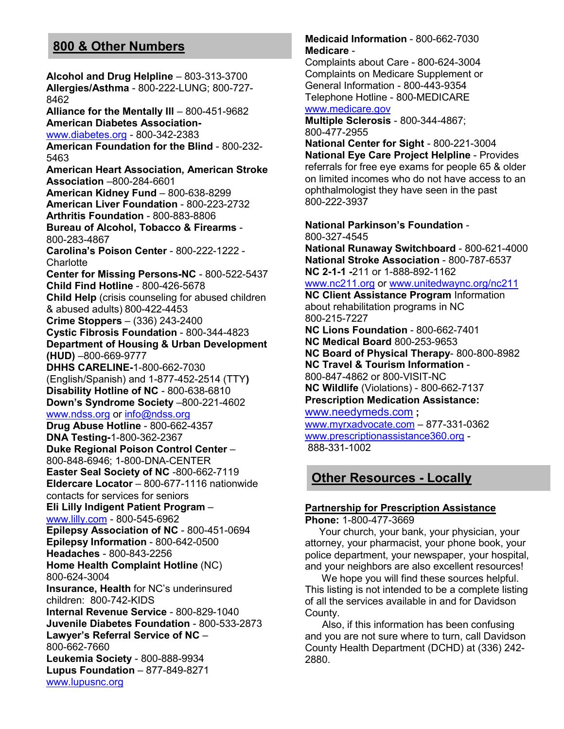## 800 & Other Numbers

**Alcohol and Drug Helpline** – 803-313-3700
**Allergies/Asthma** - 800-222-LUNG; 800-727-8462
**Alliance for the Mentally Ill** – 800-451-9682
**American Diabetes Association-** www.diabetes.org - 800-342-2383
**American Foundation for the Blind** - 800-232-5463
**American Heart Association, American Stroke Association** –800-284-6601
**American Kidney Fund** – 800-638-8299
**American Liver Foundation** - 800-223-2732
**Arthritis Foundation** - 800-883-8806
**Bureau of Alcohol, Tobacco & Firearms** - 800-283-4867
**Carolina's Poison Center** - 800-222-1222 - Charlotte
**Center for Missing Persons-NC** - 800-522-5437
**Child Find Hotline** - 800-426-5678
**Child Help** (crisis counseling for abused children & abused adults) 800-422-4453
**Crime Stoppers** – (336) 243-2400
**Cystic Fibrosis Foundation** - 800-344-4823
**Department of Housing & Urban Development (HUD)** –800-669-9777
**DHHS CARELINE-**1-800-662-7030 (English/Spanish) and 1-877-452-2514 (TTY)
**Disability Hotline of NC** - 800-638-6810
**Down's Syndrome Society** –800-221-4602 www.ndss.org or info@ndss.org
**Drug Abuse Hotline** - 800-662-4357
**DNA Testing-**1-800-362-2367
**Duke Regional Poison Control Center** – 800-848-6946; 1-800-DNA-CENTER
**Easter Seal Society of NC** -800-662-7119
**Eldercare Locator** – 800-677-1116 nationwide contacts for services for seniors
**Eli Lilly Indigent Patient Program** – www.lilly.com - 800-545-6962
**Epilepsy Association of NC** - 800-451-0694
**Epilepsy Information** - 800-642-0500
**Headaches** - 800-843-2256
**Home Health Complaint Hotline** (NC) 800-624-3004
**Insurance, Health** for NC's underinsured children: 800-742-KIDS
**Internal Revenue Service** - 800-829-1040
**Juvenile Diabetes Foundation** - 800-533-2873
**Lawyer's Referral Service of NC** – 800-662-7660
**Leukemia Society** - 800-888-9934
**Lupus Foundation** – 877-849-8271 www.lupusnc.org
**Medicaid Information** - 800-662-7030
**Medicare** -
Complaints about Care - 800-624-3004
Complaints on Medicare Supplement or General Information - 800-443-9354
Telephone Hotline - 800-MEDICARE
www.medicare.gov
**Multiple Sclerosis** - 800-344-4867; 800-477-2955
**National Center for Sight** - 800-221-3004
**National Eye Care Project Helpline** - Provides referrals for free eye exams for people 65 & older on limited incomes who do not have access to an ophthalmologist they have seen in the past 800-222-3937

**National Parkinson's Foundation** - 800-327-4545
**National Runaway Switchboard** - 800-621-4000
**National Stroke Association** - 800-787-6537
**NC 2-1-1 -**211 or 1-888-892-1162 www.nc211.org or www.unitedwaync.org/nc211
**NC Client Assistance Program** Information about rehabilitation programs in NC 800-215-7227
**NC Lions Foundation** - 800-662-7401
**NC Medical Board** 800-253-9653
**NC Board of Physical Therapy**- 800-800-8982
**NC Travel & Tourism Information** - 800-847-4862 or 800-VISIT-NC
**NC Wildlife** (Violations) - 800-662-7137
**Prescription Medication Assistance:** www.needymeds.com **;**
www.myrxadvocate.com – 877-331-0362
www.prescriptionassistance360.org - 888-331-1002

## Other Resources - Locally

**Partnership for Prescription Assistance**
**Phone:** 1-800-477-3669

Your church, your bank, your physician, your attorney, your pharmacist, your phone book, your police department, your newspaper, your hospital, and your neighbors are also excellent resources!

We hope you will find these sources helpful. This listing is not intended to be a complete listing of all the services available in and for Davidson County.

Also, if this information has been confusing and you are not sure where to turn, call Davidson County Health Department (DCHD) at (336) 242-2880.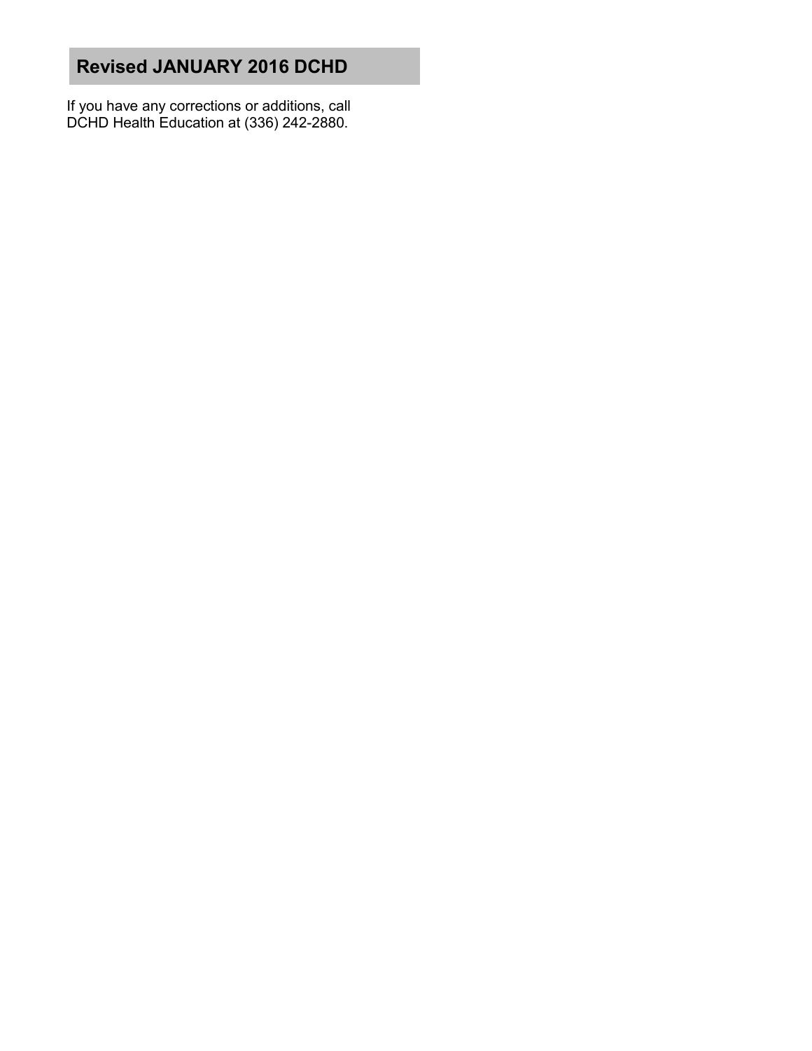## Revised JANUARY 2016 DCHD

If you have any corrections or additions, call DCHD Health Education at (336) 242-2880.